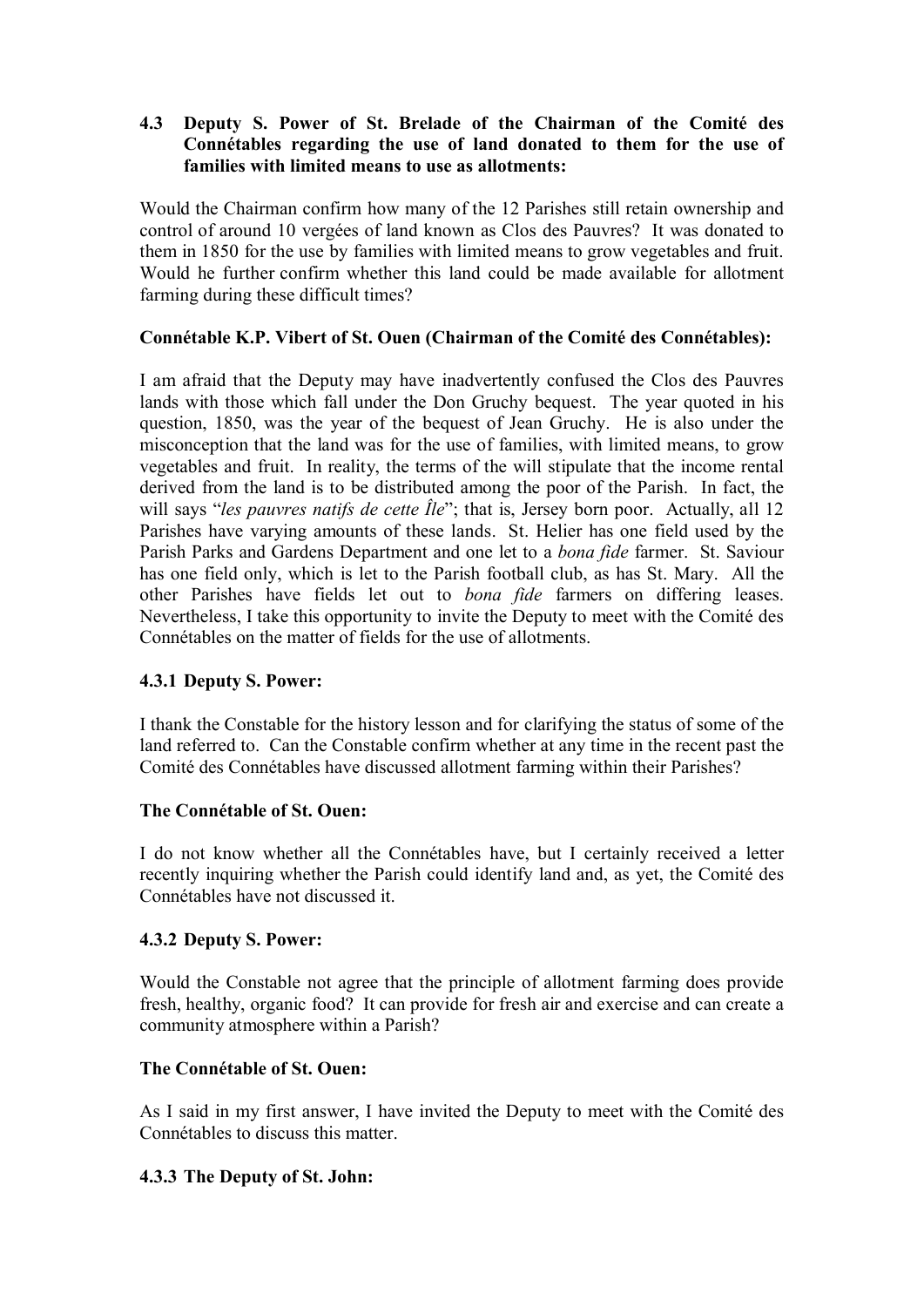**4.3 Deputy S. Power of St. Brelade of the Chairman of the Comité des Connétables regarding the use of land donated to them for the use of families with limited means to use as allotments:**

Would the Chairman confirm how many of the 12 Parishes still retain ownership and control of around 10 vergées of land known as Clos des Pauvres? It was donated to them in 1850 for the use by families with limited means to grow vegetables and fruit. Would he further confirm whether this land could be made available for allotment farming during these difficult times?

**Connétable K.P. Vibert of St. Ouen (Chairman of the Comité des Connétables):**

I am afraid that the Deputy may have inadvertently confused the Clos des Pauvres lands with those which fall under the Don Gruchy bequest. The year quoted in his question, 1850, was the year of the bequest of Jean Gruchy. He is also under the misconception that the land was for the use of families, with limited means, to grow vegetables and fruit. In reality, the terms of the will stipulate that the income rental derived from the land is to be distributed among the poor of the Parish. In fact, the will says "*les pauvres natifs de cette Île*"; that is, Jersey born poor. Actually, all 12 Parishes have varying amounts of these lands. St. Helier has one field used by the Parish Parks and Gardens Department and one let to a *bona fide* farmer. St. Saviour has one field only, which is let to the Parish football club, as has St. Mary. All the other Parishes have fields let out to *bona fide* farmers on differing leases. Nevertheless, I take this opportunity to invite the Deputy to meet with the Comité des Connétables on the matter of fields for the use of allotments.

**4.3.1 Deputy S. Power:**

I thank the Constable for the history lesson and for clarifying the status of some of the land referred to. Can the Constable confirm whether at any time in the recent past the Comité des Connétables have discussed allotment farming within their Parishes?

**The Connétable of St. Ouen:**

I do not know whether all the Connétables have, but I certainly received a letter recently inquiring whether the Parish could identify land and, as yet, the Comité des Connétables have not discussed it.

**4.3.2 Deputy S. Power:**

Would the Constable not agree that the principle of allotment farming does provide fresh, healthy, organic food? It can provide for fresh air and exercise and can create a community atmosphere within a Parish?

**The Connétable of St. Ouen:**

As I said in my first answer, I have invited the Deputy to meet with the Comité des Connétables to discuss this matter.

**4.3.3 The Deputy of St. John:**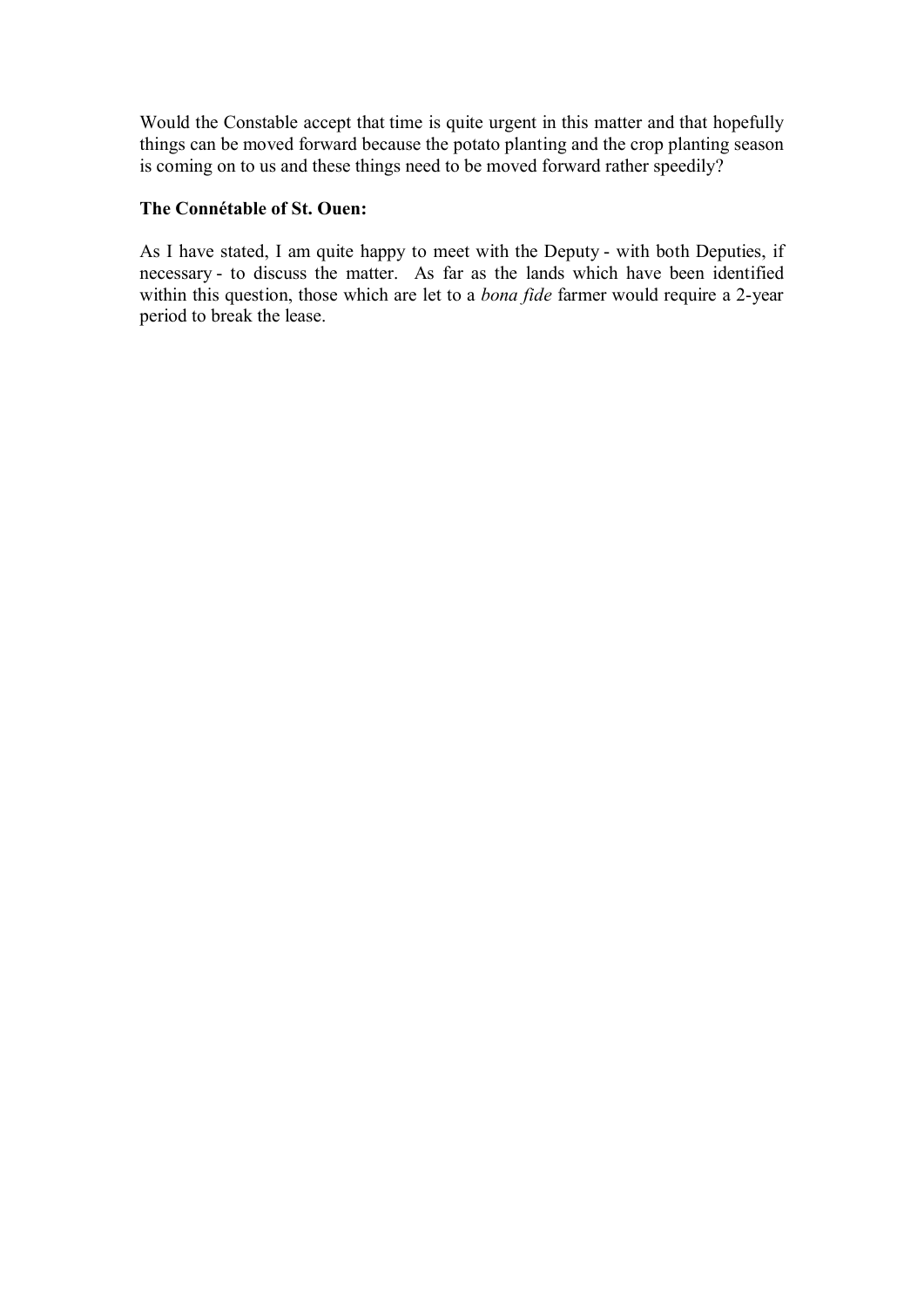Would the Constable accept that time is quite urgent in this matter and that hopefully things can be moved forward because the potato planting and the crop planting season is coming on to us and these things need to be moved forward rather speedily?

**The Connétable of St. Ouen:**

As I have stated, I am quite happy to meet with the Deputy - with both Deputies, if necessary - to discuss the matter. As far as the lands which have been identified within this question, those which are let to a *bona fide* farmer would require a 2-year period to break the lease.